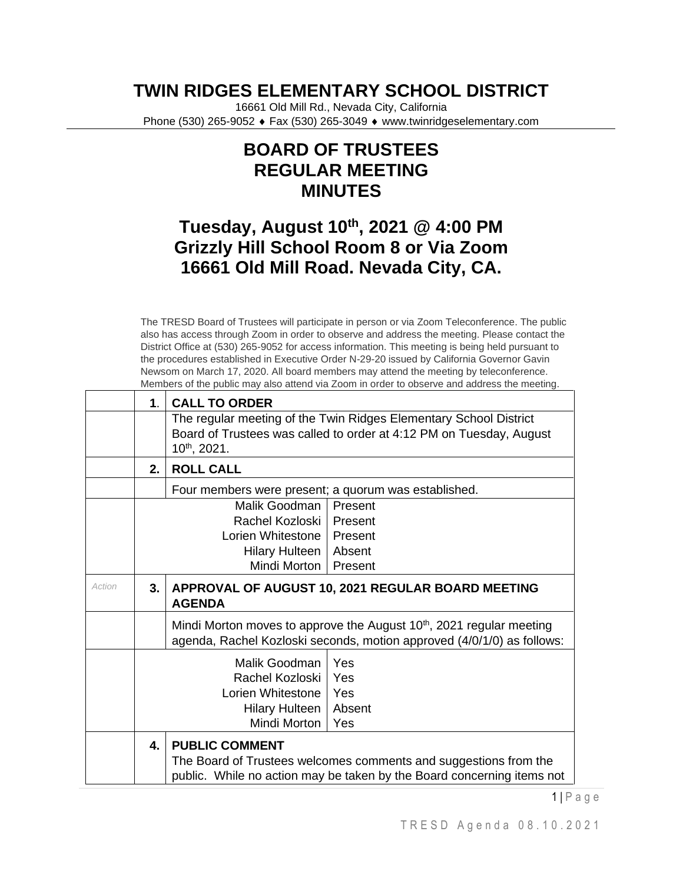# TWIN RIDGES ELEMENTARY SCHOOL DISTRICT

16661 Old Mill Rd., Nevada City, California
Phone (530) 265-9052 ♦ Fax (530) 265-3049 ♦ www.twinridgeselementary.com

## BOARD OF TRUSTEES REGULAR MEETING MINUTES

## Tuesday, August 10th, 2021 @ 4:00 PM Grizzly Hill School Room 8 or Via Zoom 16661 Old Mill Road. Nevada City, CA.

The TRESD Board of Trustees will participate in person or via Zoom Teleconference. The public also has access through Zoom in order to observe and address the meeting. Please contact the District Office at (530) 265-9052 for access information. This meeting is being held pursuant to the procedures established in Executive Order N-29-20 issued by California Governor Gavin Newsom on March 17, 2020. All board members may attend the meeting by teleconference. Members of the public may also attend via Zoom in order to observe and address the meeting.

| | | | |
|---|---|---|---|
| | **1.** | **CALL TO ORDER** | |
| | | The regular meeting of the Twin Ridges Elementary School District Board of Trustees was called to order at 4:12 PM on Tuesday, August 10th, 2021. | |
| | **2.** | **ROLL CALL** | |
| | | Four members were present; a quorum was established. | |
| | | Malik Goodman | Present |
| | | Rachel Kozloski | Present |
| | | Lorien Whitestone | Present |
| | | Hilary Hulteen | Absent |
| | | Mindi Morton | Present |
| *Action* | **3.** | **APPROVAL OF AUGUST 10, 2021 REGULAR BOARD MEETING AGENDA** | |
| | | Mindi Morton moves to approve the August 10th, 2021 regular meeting agenda, Rachel Kozloski seconds, motion approved (4/0/1/0) as follows: | |
| | | Malik Goodman | Yes |
| | | Rachel Kozloski | Yes |
| | | Lorien Whitestone | Yes |
| | | Hilary Hulteen | Absent |
| | | Mindi Morton | Yes |
| | **4.** | **PUBLIC COMMENT** The Board of Trustees welcomes comments and suggestions from the public. While no action may be taken by the Board concerning items not | |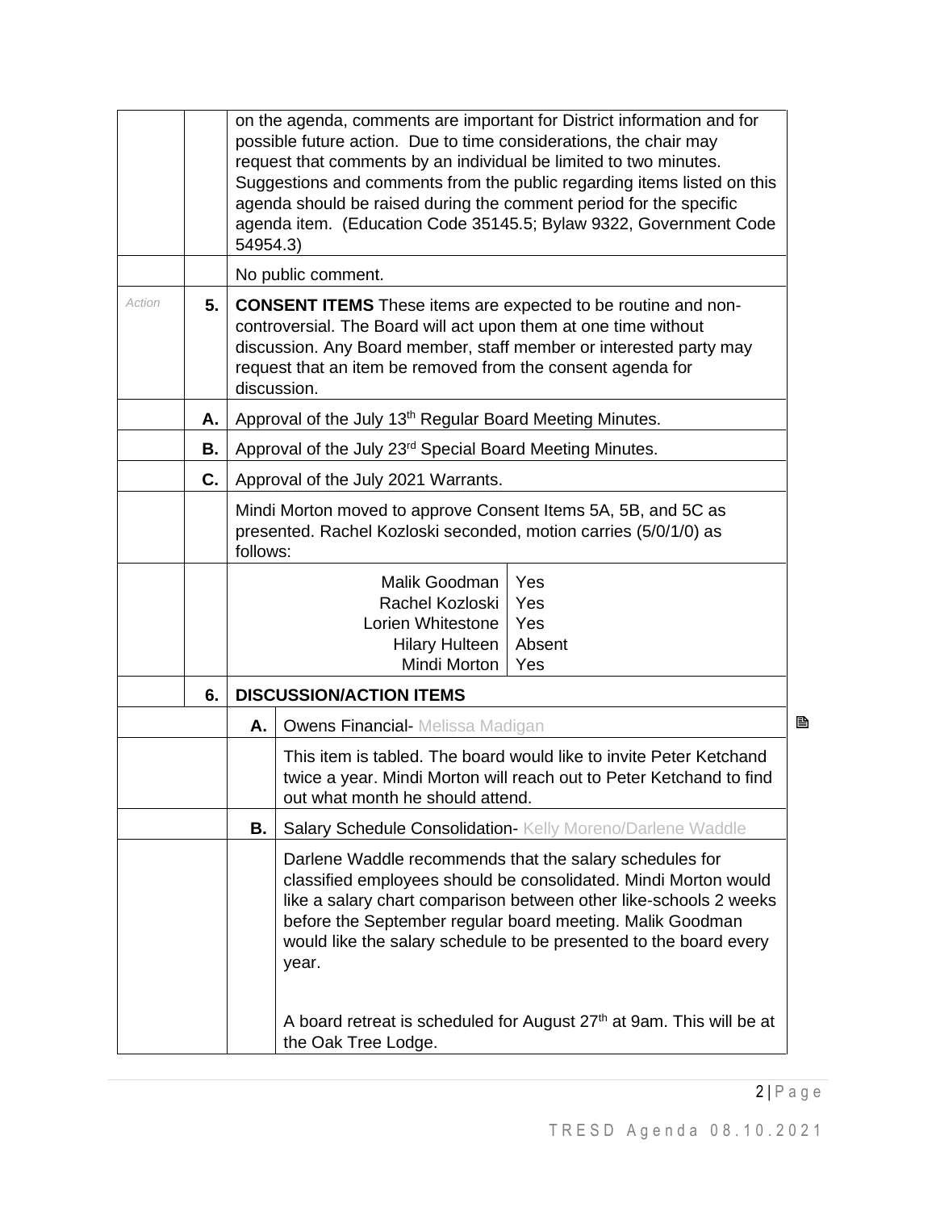on the agenda, comments are important for District information and for possible future action. Due to time considerations, the chair may request that comments by an individual be limited to two minutes. Suggestions and comments from the public regarding items listed on this agenda should be raised during the comment period for the specific agenda item. (Education Code 35145.5; Bylaw 9322, Government Code 54954.3)

No public comment.

| *Action* | **5.** | **CONSENT ITEMS** These items are expected to be routine and non-controversial. The Board will act upon them at one time without discussion. Any Board member, staff member or interested party may request that an item be removed from the consent agenda for discussion. |
|---|---|---|
| | **A.** | Approval of the July 13th Regular Board Meeting Minutes. |
| | **B.** | Approval of the July 23rd Special Board Meeting Minutes. |
| | **C.** | Approval of the July 2021 Warrants. |

Mindi Morton moved to approve Consent Items 5A, 5B, and 5C as presented. Rachel Kozloski seconded, motion carries (5/0/1/0) as follows:

| Member | Vote |
|---|---|
| Malik Goodman | Yes |
| Rachel Kozloski | Yes |
| Lorien Whitestone | Yes |
| Hilary Hulteen | Absent |
| Mindi Morton | Yes |

**6. DISCUSSION/ACTION ITEMS**

**A.** Owens Financial- Melissa Madigan

This item is tabled. The board would like to invite Peter Ketchand twice a year. Mindi Morton will reach out to Peter Ketchand to find out what month he should attend.

**B.** Salary Schedule Consolidation- Kelly Moreno/Darlene Waddle

Darlene Waddle recommends that the salary schedules for classified employees should be consolidated. Mindi Morton would like a salary chart comparison between other like-schools 2 weeks before the September regular board meeting. Malik Goodman would like the salary schedule to be presented to the board every year.

A board retreat is scheduled for August 27th at 9am. This will be at the Oak Tree Lodge.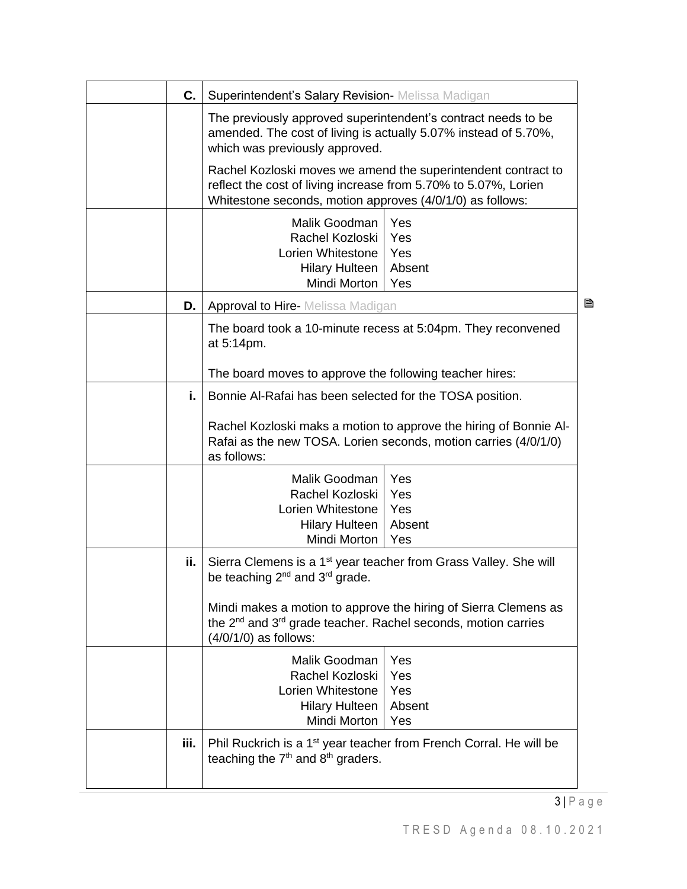| | | |
|---|---|---|
| | **C.** | Superintendent's Salary Revision- Melissa Madigan |
| | | The previously approved superintendent's contract needs to be amended. The cost of living is actually 5.07% instead of 5.70%, which was previously approved.<br><br>Rachel Kozloski moves we amend the superintendent contract to reflect the cost of living increase from 5.70% to 5.07%, Lorien Whitestone seconds, motion approves (4/0/1/0) as follows: |
| | | Malik Goodman – Yes<br>Rachel Kozloski – Yes<br>Lorien Whitestone – Yes<br>Hilary Hulteen – Absent<br>Mindi Morton – Yes |
| | **D.** | Approval to Hire- Melissa Madigan |
| | | The board took a 10-minute recess at 5:04pm. They reconvened at 5:14pm.<br><br>The board moves to approve the following teacher hires: |
| | **i.** | Bonnie Al-Rafai has been selected for the TOSA position.<br><br>Rachel Kozloski maks a motion to approve the hiring of Bonnie Al-Rafai as the new TOSA. Lorien seconds, motion carries (4/0/1/0) as follows: |
| | | Malik Goodman – Yes<br>Rachel Kozloski – Yes<br>Lorien Whitestone – Yes<br>Hilary Hulteen – Absent<br>Mindi Morton – Yes |
| | **ii.** | Sierra Clemens is a 1st year teacher from Grass Valley. She will be teaching 2nd and 3rd grade.<br><br>Mindi makes a motion to approve the hiring of Sierra Clemens as the 2nd and 3rd grade teacher. Rachel seconds, motion carries (4/0/1/0) as follows: |
| | | Malik Goodman – Yes<br>Rachel Kozloski – Yes<br>Lorien Whitestone – Yes<br>Hilary Hulteen – Absent<br>Mindi Morton – Yes |
| | **iii.** | Phil Ruckrich is a 1st year teacher from French Corral. He will be teaching the 7th and 8th graders. |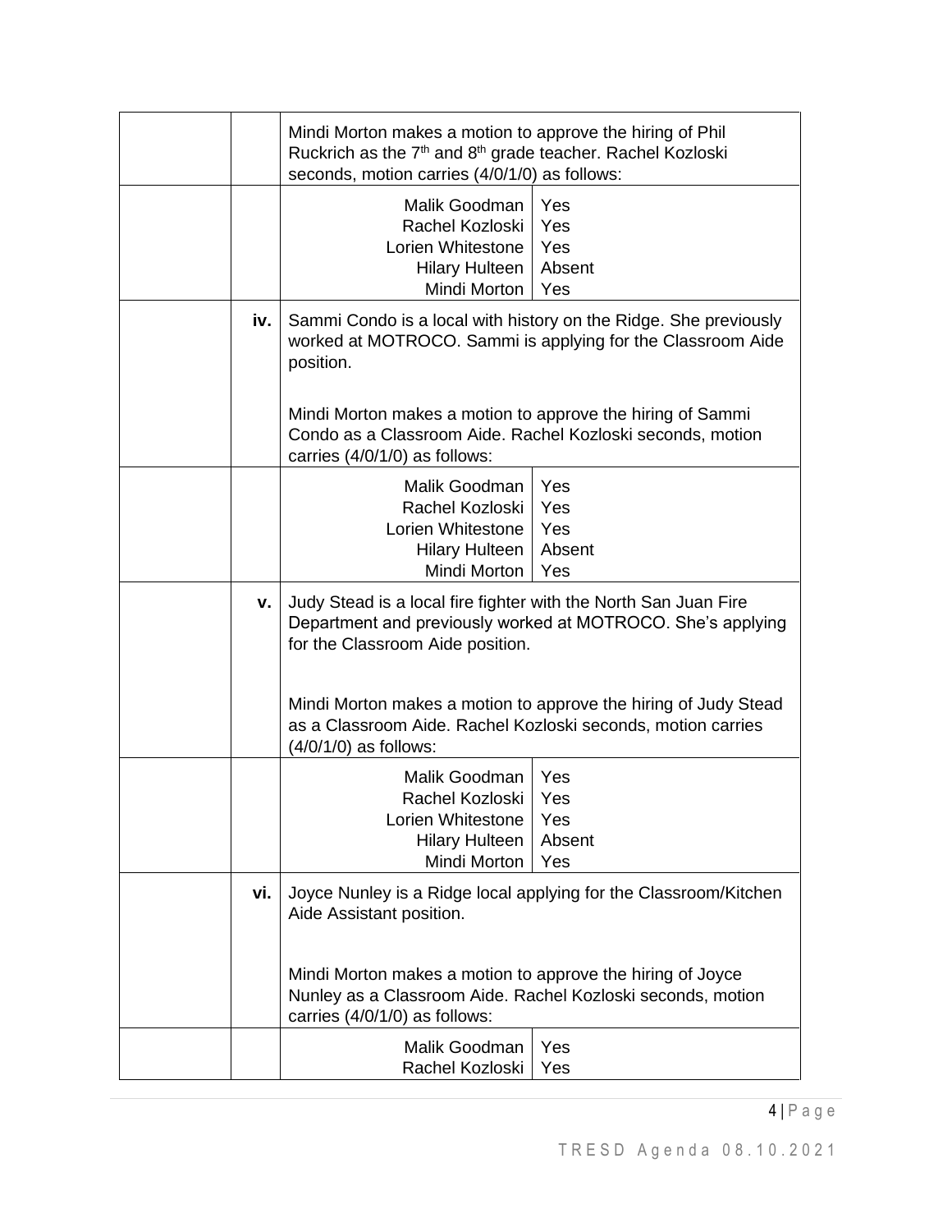| | | |
|---|---|---|
| | | Mindi Morton makes a motion to approve the hiring of Phil Ruckrich as the 7th and 8th grade teacher. Rachel Kozloski seconds, motion carries (4/0/1/0) as follows: |
| | | Malik Goodman – Yes<br>Rachel Kozloski – Yes<br>Lorien Whitestone – Yes<br>Hilary Hulteen – Absent<br>Mindi Morton – Yes |
| | **iv.** | Sammi Condo is a local with history on the Ridge. She previously worked at MOTROCO. Sammi is applying for the Classroom Aide position.<br><br>Mindi Morton makes a motion to approve the hiring of Sammi Condo as a Classroom Aide. Rachel Kozloski seconds, motion carries (4/0/1/0) as follows: |
| | | Malik Goodman – Yes<br>Rachel Kozloski – Yes<br>Lorien Whitestone – Yes<br>Hilary Hulteen – Absent<br>Mindi Morton – Yes |
| | **v.** | Judy Stead is a local fire fighter with the North San Juan Fire Department and previously worked at MOTROCO. She's applying for the Classroom Aide position.<br><br>Mindi Morton makes a motion to approve the hiring of Judy Stead as a Classroom Aide. Rachel Kozloski seconds, motion carries (4/0/1/0) as follows: |
| | | Malik Goodman – Yes<br>Rachel Kozloski – Yes<br>Lorien Whitestone – Yes<br>Hilary Hulteen – Absent<br>Mindi Morton – Yes |
| | **vi.** | Joyce Nunley is a Ridge local applying for the Classroom/Kitchen Aide Assistant position.<br><br>Mindi Morton makes a motion to approve the hiring of Joyce Nunley as a Classroom Aide. Rachel Kozloski seconds, motion carries (4/0/1/0) as follows: |
| | | Malik Goodman – Yes<br>Rachel Kozloski – Yes |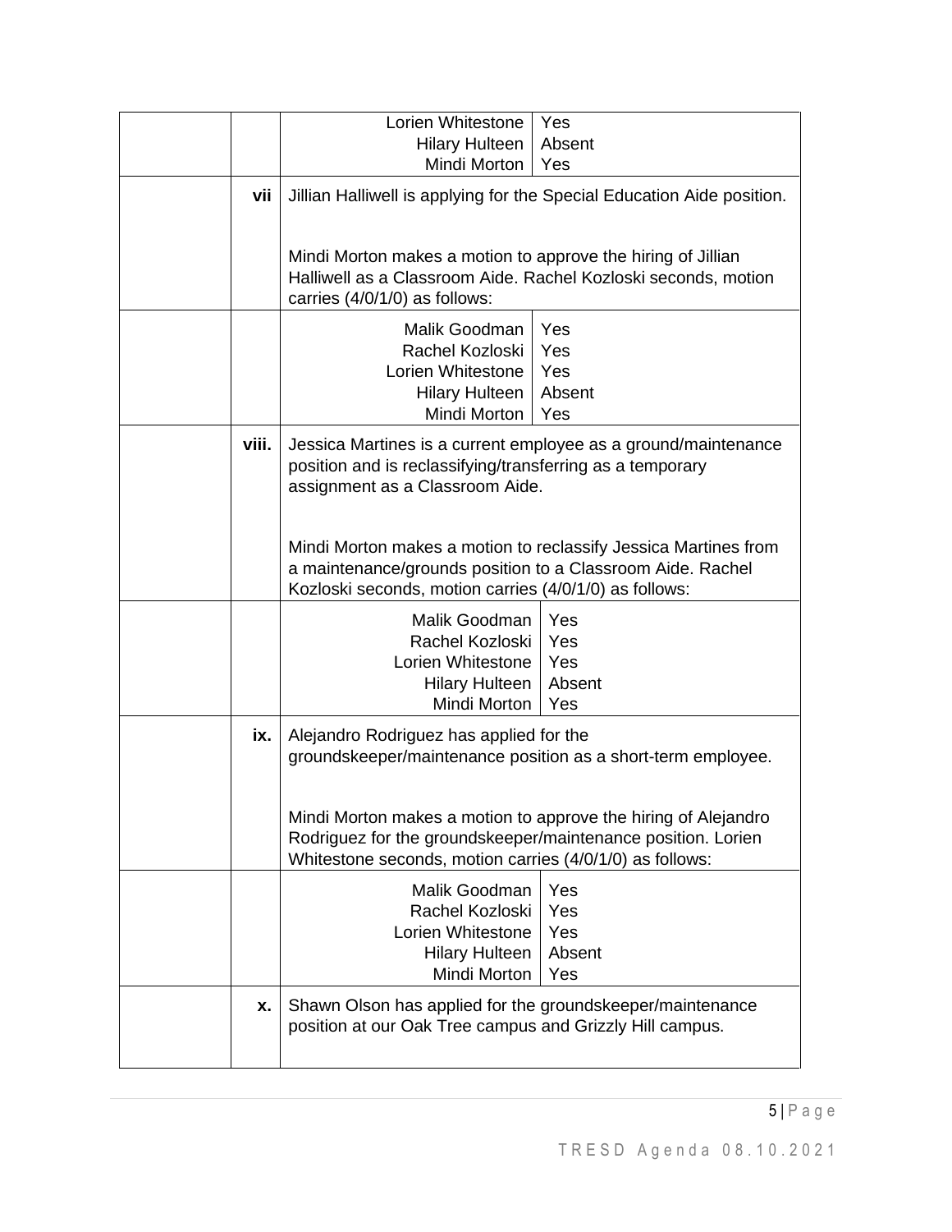| | | | |
|---|---|---|---|
| | | Lorien Whitestone<br>Hilary Hulteen<br>Mindi Morton | Yes<br>Absent<br>Yes |
| | **vii** | Jillian Halliwell is applying for the Special Education Aide position.<br><br>Mindi Morton makes a motion to approve the hiring of Jillian Halliwell as a Classroom Aide. Rachel Kozloski seconds, motion carries (4/0/1/0) as follows: | |
| | | Malik Goodman<br>Rachel Kozloski<br>Lorien Whitestone<br>Hilary Hulteen<br>Mindi Morton | Yes<br>Yes<br>Yes<br>Absent<br>Yes |
| | **viii.** | Jessica Martines is a current employee as a ground/maintenance position and is reclassifying/transferring as a temporary assignment as a Classroom Aide.<br><br>Mindi Morton makes a motion to reclassify Jessica Martines from a maintenance/grounds position to a Classroom Aide. Rachel Kozloski seconds, motion carries (4/0/1/0) as follows: | |
| | | Malik Goodman<br>Rachel Kozloski<br>Lorien Whitestone<br>Hilary Hulteen<br>Mindi Morton | Yes<br>Yes<br>Yes<br>Absent<br>Yes |
| | **ix.** | Alejandro Rodriguez has applied for the groundskeeper/maintenance position as a short-term employee.<br><br>Mindi Morton makes a motion to approve the hiring of Alejandro Rodriguez for the groundskeeper/maintenance position. Lorien Whitestone seconds, motion carries (4/0/1/0) as follows: | |
| | | Malik Goodman<br>Rachel Kozloski<br>Lorien Whitestone<br>Hilary Hulteen<br>Mindi Morton | Yes<br>Yes<br>Yes<br>Absent<br>Yes |
| | **x.** | Shawn Olson has applied for the groundskeeper/maintenance position at our Oak Tree campus and Grizzly Hill campus. | |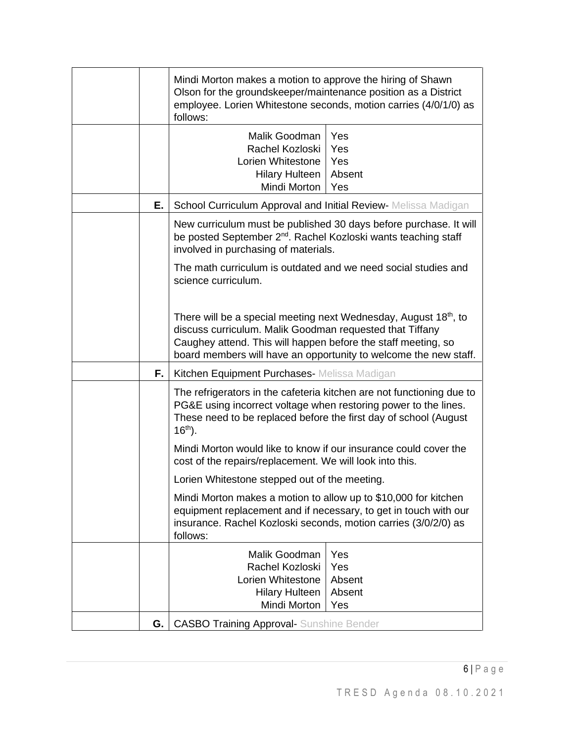| | | |
|---|---|---|
| | | Mindi Morton makes a motion to approve the hiring of Shawn Olson for the groundskeeper/maintenance position as a District employee. Lorien Whitestone seconds, motion carries (4/0/1/0) as follows: |
| | | Malik Goodman: Yes<br>Rachel Kozloski: Yes<br>Lorien Whitestone: Yes<br>Hilary Hulteen: Absent<br>Mindi Morton: Yes |
| | **E.** | School Curriculum Approval and Initial Review- Melissa Madigan |
| | | New curriculum must be published 30 days before purchase. It will be posted September 2nd. Rachel Kozloski wants teaching staff involved in purchasing of materials.<br><br>The math curriculum is outdated and we need social studies and science curriculum.<br><br>There will be a special meeting next Wednesday, August 18th, to discuss curriculum. Malik Goodman requested that Tiffany Caughey attend. This will happen before the staff meeting, so board members will have an opportunity to welcome the new staff. |
| | **F.** | Kitchen Equipment Purchases- Melissa Madigan |
| | | The refrigerators in the cafeteria kitchen are not functioning due to PG&E using incorrect voltage when restoring power to the lines. These need to be replaced before the first day of school (August 16th).<br><br>Mindi Morton would like to know if our insurance could cover the cost of the repairs/replacement. We will look into this.<br><br>Lorien Whitestone stepped out of the meeting.<br><br>Mindi Morton makes a motion to allow up to $10,000 for kitchen equipment replacement and if necessary, to get in touch with our insurance. Rachel Kozloski seconds, motion carries (3/0/2/0) as follows: |
| | | Malik Goodman: Yes<br>Rachel Kozloski: Yes<br>Lorien Whitestone: Absent<br>Hilary Hulteen: Absent<br>Mindi Morton: Yes |
| | **G.** | CASBO Training Approval- Sunshine Bender |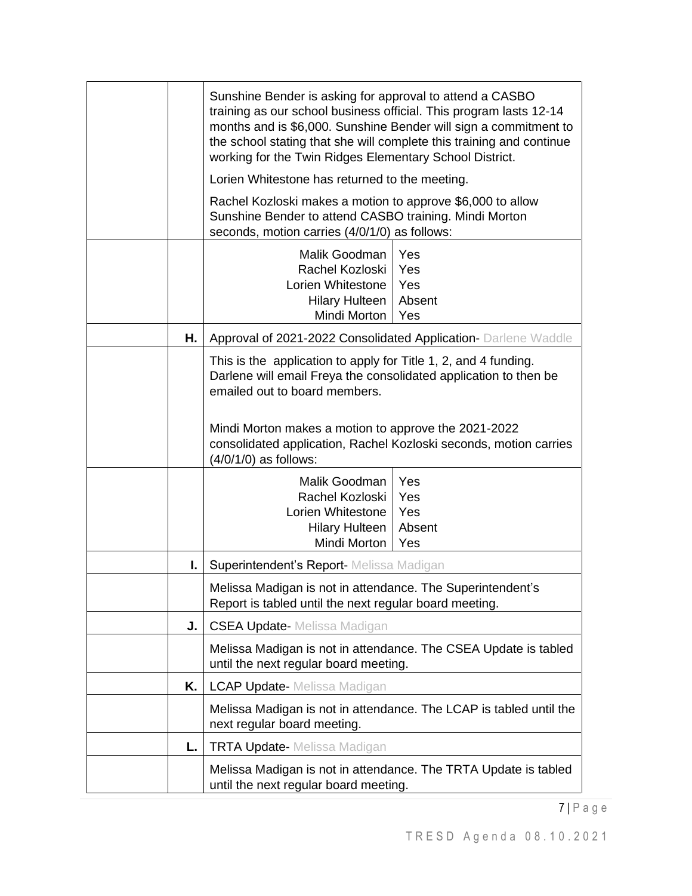| | | | |
|---|---|---|---|
| | | Sunshine Bender is asking for approval to attend a CASBO training as our school business official. This program lasts 12-14 months and is $6,000. Sunshine Bender will sign a commitment to the school stating that she will complete this training and continue working for the Twin Ridges Elementary School District.<br><br>Lorien Whitestone has returned to the meeting.<br><br>Rachel Kozloski makes a motion to approve $6,000 to allow Sunshine Bender to attend CASBO training. Mindi Morton seconds, motion carries (4/0/1/0) as follows: | |
| | | Malik Goodman<br>Rachel Kozloski<br>Lorien Whitestone<br>Hilary Hulteen<br>Mindi Morton | Yes<br>Yes<br>Yes<br>Absent<br>Yes |
| | **H.** | Approval of 2021-2022 Consolidated Application- Darlene Waddle | |
| | | This is the application to apply for Title 1, 2, and 4 funding. Darlene will email Freya the consolidated application to then be emailed out to board members.<br><br>Mindi Morton makes a motion to approve the 2021-2022 consolidated application, Rachel Kozloski seconds, motion carries (4/0/1/0) as follows: | |
| | | Malik Goodman<br>Rachel Kozloski<br>Lorien Whitestone<br>Hilary Hulteen<br>Mindi Morton | Yes<br>Yes<br>Yes<br>Absent<br>Yes |
| | **I.** | Superintendent's Report- Melissa Madigan | |
| | | Melissa Madigan is not in attendance. The Superintendent's Report is tabled until the next regular board meeting. | |
| | **J.** | CSEA Update- Melissa Madigan | |
| | | Melissa Madigan is not in attendance. The CSEA Update is tabled until the next regular board meeting. | |
| | **K.** | LCAP Update- Melissa Madigan | |
| | | Melissa Madigan is not in attendance. The LCAP is tabled until the next regular board meeting. | |
| | **L.** | TRTA Update- Melissa Madigan | |
| | | Melissa Madigan is not in attendance. The TRTA Update is tabled until the next regular board meeting. | |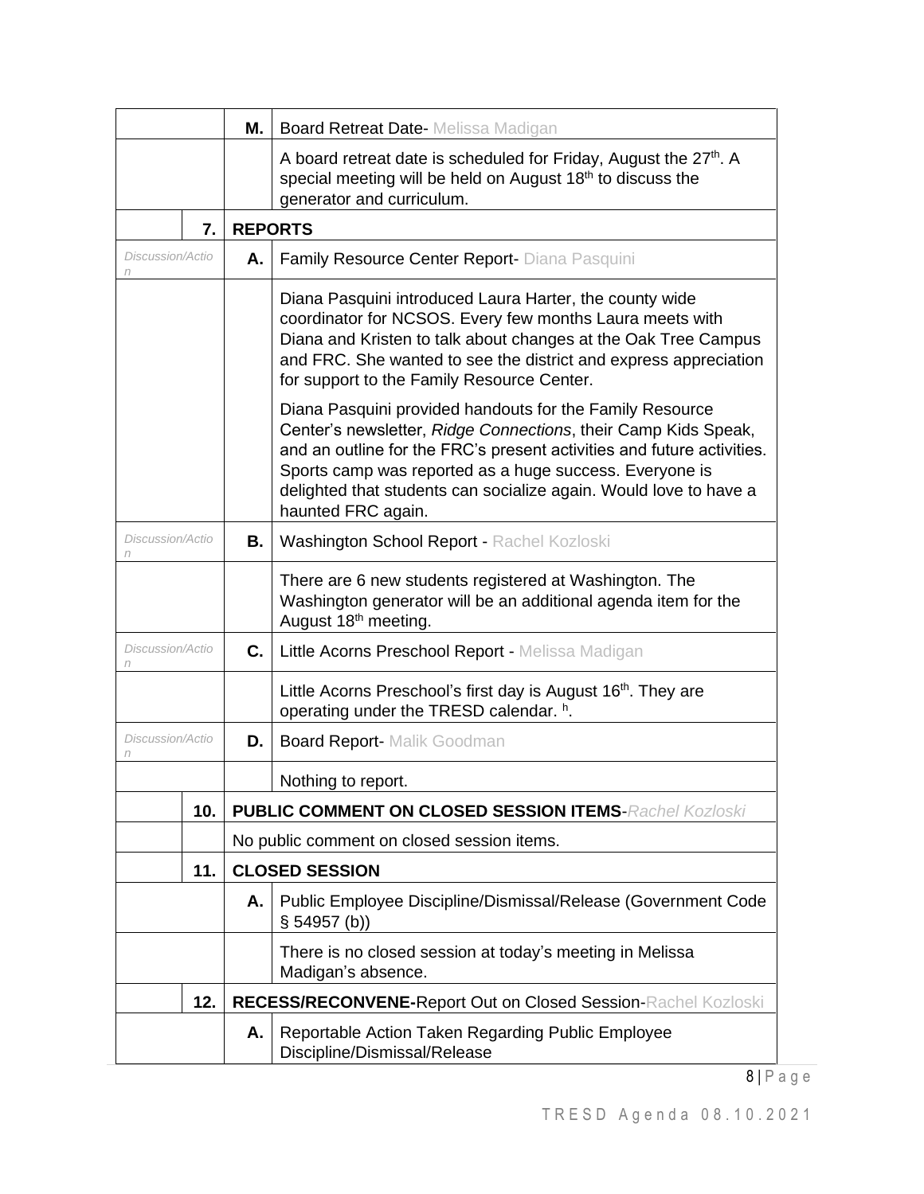| | | | |
|---|---|---|---|
| | | **M.** | Board Retreat Date- Melissa Madigan |
| | | | A board retreat date is scheduled for Friday, August the 27th. A special meeting will be held on August 18th to discuss the generator and curriculum. |
| | **7.** | **REPORTS** | |
| *Discussion/Action* | | **A.** | Family Resource Center Report- Diana Pasquini |
| | | | Diana Pasquini introduced Laura Harter, the county wide coordinator for NCSOS. Every few months Laura meets with Diana and Kristen to talk about changes at the Oak Tree Campus and FRC. She wanted to see the district and express appreciation for support to the Family Resource Center.<br><br>Diana Pasquini provided handouts for the Family Resource Center's newsletter, *Ridge Connections*, their Camp Kids Speak, and an outline for the FRC's present activities and future activities. Sports camp was reported as a huge success. Everyone is delighted that students can socialize again. Would love to have a haunted FRC again. |
| *Discussion/Action* | | **B.** | Washington School Report - Rachel Kozloski |
| | | | There are 6 new students registered at Washington. The Washington generator will be an additional agenda item for the August 18th meeting. |
| *Discussion/Action* | | **C.** | Little Acorns Preschool Report - Melissa Madigan |
| | | | Little Acorns Preschool's first day is August 16th. They are operating under the TRESD calendar. h. |
| *Discussion/Action* | | **D.** | Board Report- Malik Goodman |
| | | | Nothing to report. |
| | **10.** | **PUBLIC COMMENT ON CLOSED SESSION ITEMS**-*Rachel Kozloski* | |
| | | No public comment on closed session items. | |
| | **11.** | **CLOSED SESSION** | |
| | | **A.** | Public Employee Discipline/Dismissal/Release (Government Code § 54957 (b)) |
| | | | There is no closed session at today's meeting in Melissa Madigan's absence. |
| | **12.** | **RECESS/RECONVENE-**Report Out on Closed Session-Rachel Kozloski | |
| | | **A.** | Reportable Action Taken Regarding Public Employee Discipline/Dismissal/Release |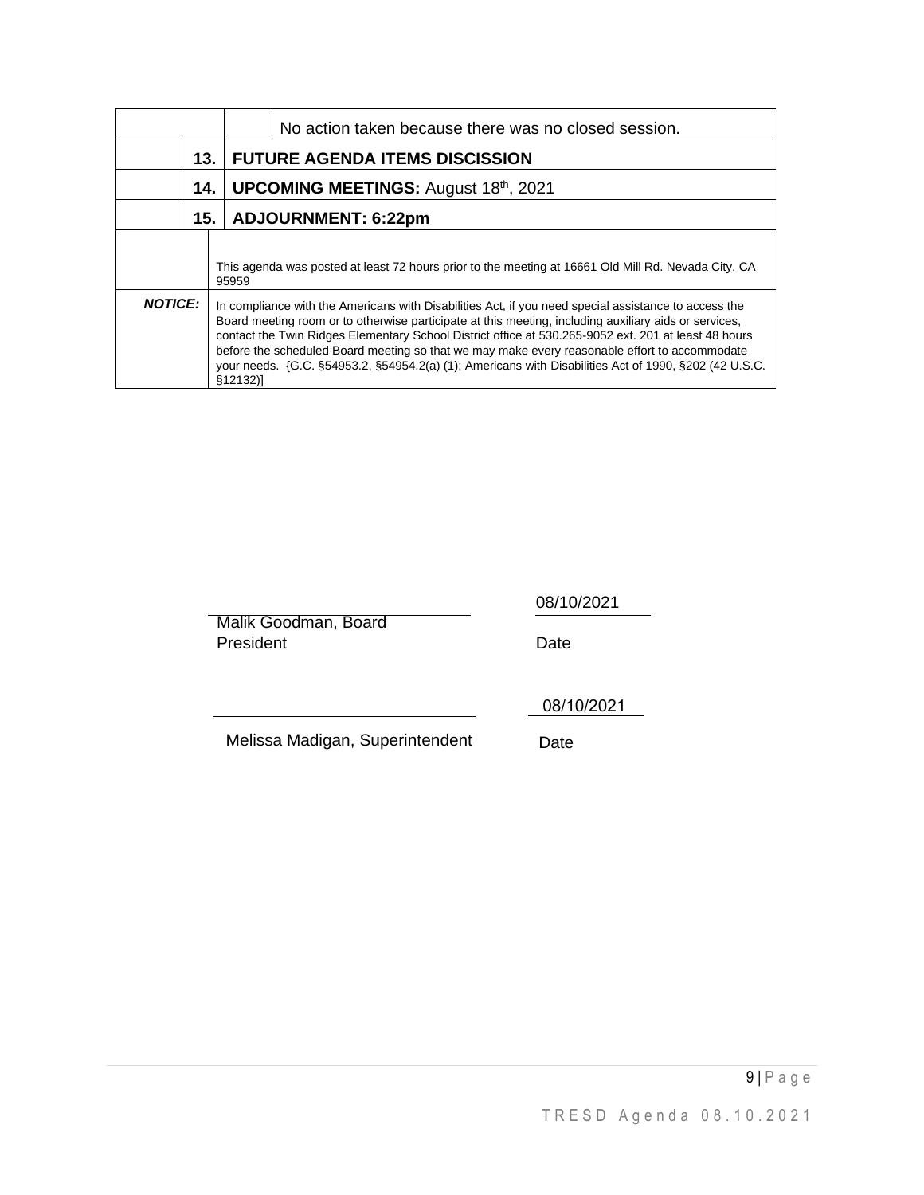| | | | |
|---|---|---|---|
| | | | No action taken because there was no closed session. |
| | **13.** | **FUTURE AGENDA ITEMS DISCISSION** | |
| | **14.** | **UPCOMING MEETINGS:** August 18th, 2021 | |
| | **15.** | **ADJOURNMENT: 6:22pm** | |
| | | This agenda was posted at least 72 hours prior to the meeting at 16661 Old Mill Rd. Nevada City, CA 95959 | |
| ***NOTICE:*** | | In compliance with the Americans with Disabilities Act, if you need special assistance to access the Board meeting room or to otherwise participate at this meeting, including auxiliary aids or services, contact the Twin Ridges Elementary School District office at 530.265-9052 ext. 201 at least 48 hours before the scheduled Board meeting so that we may make every reasonable effort to accommodate your needs. {G.C. §54953.2, §54954.2(a) (1); Americans with Disabilities Act of 1990, §202 (42 U.S.C. §12132)] | |

Malik Goodman, Board President — 08/10/2021 Date

Melissa Madigan, Superintendent — 08/10/2021 Date

TRESD Agenda 08.10.2021